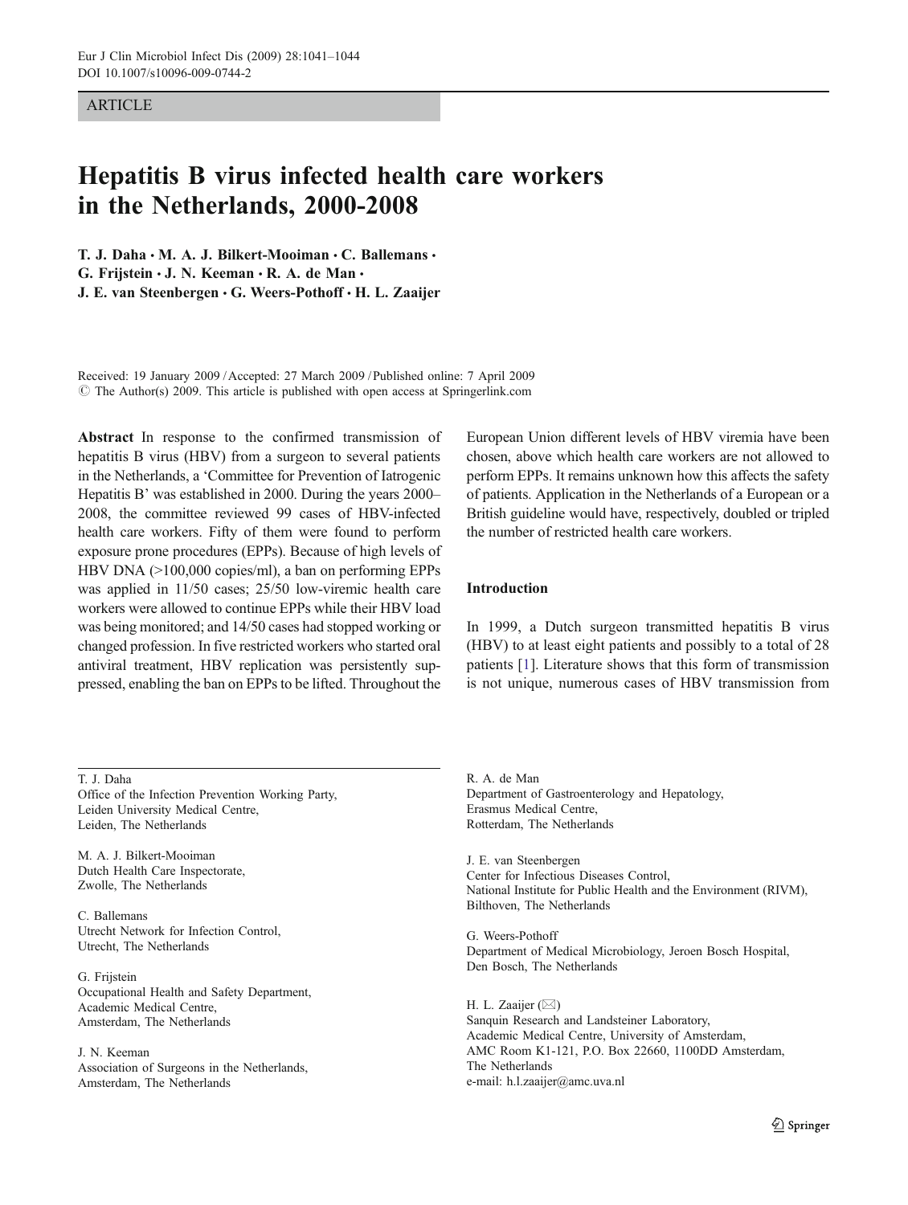ARTICLE

# Hepatitis B virus infected health care workers in the Netherlands, 2000-2008

T. J. Daha · M. A. J. Bilkert-Mooiman · C. Ballemans · G. Frijstein · J. N. Keeman · R. A. de Man · J. E. van Steenbergen · G. Weers-Pothoff · H. L. Zaaijer

Received: 19 January 2009 / Accepted: 27 March 2009 / Published online: 7 April 2009
© The Author(s) 2009. This article is published with open access at Springerlink.com

**Abstract** In response to the confirmed transmission of hepatitis B virus (HBV) from a surgeon to several patients in the Netherlands, a 'Committee for Prevention of Iatrogenic Hepatitis B' was established in 2000. During the years 2000–2008, the committee reviewed 99 cases of HBV-infected health care workers. Fifty of them were found to perform exposure prone procedures (EPPs). Because of high levels of HBV DNA (>100,000 copies/ml), a ban on performing EPPs was applied in 11/50 cases; 25/50 low-viremic health care workers were allowed to continue EPPs while their HBV load was being monitored; and 14/50 cases had stopped working or changed profession. In five restricted workers who started oral antiviral treatment, HBV replication was persistently suppressed, enabling the ban on EPPs to be lifted. Throughout the European Union different levels of HBV viremia have been chosen, above which health care workers are not allowed to perform EPPs. It remains unknown how this affects the safety of patients. Application in the Netherlands of a European or a British guideline would have, respectively, doubled or tripled the number of restricted health care workers.

## Introduction

In 1999, a Dutch surgeon transmitted hepatitis B virus (HBV) to at least eight patients and possibly to a total of 28 patients [1]. Literature shows that this form of transmission is not unique, numerous cases of HBV transmission from

---

T. J. Daha
Office of the Infection Prevention Working Party,
Leiden University Medical Centre,
Leiden, The Netherlands

M. A. J. Bilkert-Mooiman
Dutch Health Care Inspectorate,
Zwolle, The Netherlands

C. Ballemans
Utrecht Network for Infection Control,
Utrecht, The Netherlands

G. Frijstein
Occupational Health and Safety Department,
Academic Medical Centre,
Amsterdam, The Netherlands

J. N. Keeman
Association of Surgeons in the Netherlands,
Amsterdam, The Netherlands

R. A. de Man
Department of Gastroenterology and Hepatology,
Erasmus Medical Centre,
Rotterdam, The Netherlands

J. E. van Steenbergen
Center for Infectious Diseases Control,
National Institute for Public Health and the Environment (RIVM),
Bilthoven, The Netherlands

G. Weers-Pothoff
Department of Medical Microbiology, Jeroen Bosch Hospital,
Den Bosch, The Netherlands

H. L. Zaaijer (✉)
Sanquin Research and Landsteiner Laboratory,
Academic Medical Centre, University of Amsterdam,
AMC Room K1-121, P.O. Box 22660, 1100DD Amsterdam,
The Netherlands
e-mail: h.l.zaaijer@amc.uva.nl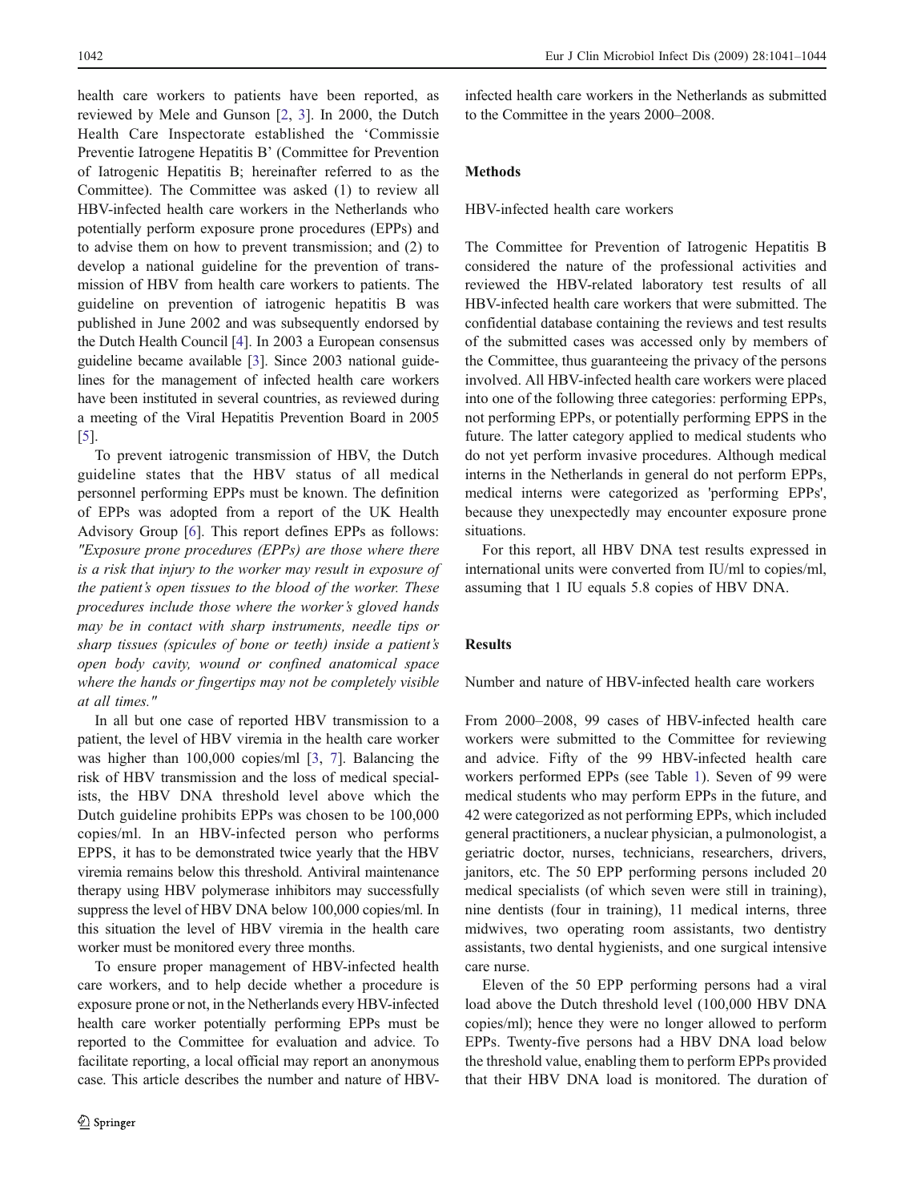health care workers to patients have been reported, as reviewed by Mele and Gunson [2, 3]. In 2000, the Dutch Health Care Inspectorate established the 'Commissie Preventie Iatrogene Hepatitis B' (Committee for Prevention of Iatrogenic Hepatitis B; hereinafter referred to as the Committee). The Committee was asked (1) to review all HBV-infected health care workers in the Netherlands who potentially perform exposure prone procedures (EPPs) and to advise them on how to prevent transmission; and (2) to develop a national guideline for the prevention of transmission of HBV from health care workers to patients. The guideline on prevention of iatrogenic hepatitis B was published in June 2002 and was subsequently endorsed by the Dutch Health Council [4]. In 2003 a European consensus guideline became available [3]. Since 2003 national guidelines for the management of infected health care workers have been instituted in several countries, as reviewed during a meeting of the Viral Hepatitis Prevention Board in 2005 [5].

To prevent iatrogenic transmission of HBV, the Dutch guideline states that the HBV status of all medical personnel performing EPPs must be known. The definition of EPPs was adopted from a report of the UK Health Advisory Group [6]. This report defines EPPs as follows: *"Exposure prone procedures (EPPs) are those where there is a risk that injury to the worker may result in exposure of the patient's open tissues to the blood of the worker. These procedures include those where the worker's gloved hands may be in contact with sharp instruments, needle tips or sharp tissues (spicules of bone or teeth) inside a patient's open body cavity, wound or confined anatomical space where the hands or fingertips may not be completely visible at all times."*

In all but one case of reported HBV transmission to a patient, the level of HBV viremia in the health care worker was higher than 100,000 copies/ml [3, 7]. Balancing the risk of HBV transmission and the loss of medical specialists, the HBV DNA threshold level above which the Dutch guideline prohibits EPPs was chosen to be 100,000 copies/ml. In an HBV-infected person who performs EPPS, it has to be demonstrated twice yearly that the HBV viremia remains below this threshold. Antiviral maintenance therapy using HBV polymerase inhibitors may successfully suppress the level of HBV DNA below 100,000 copies/ml. In this situation the level of HBV viremia in the health care worker must be monitored every three months.

To ensure proper management of HBV-infected health care workers, and to help decide whether a procedure is exposure prone or not, in the Netherlands every HBV-infected health care worker potentially performing EPPs must be reported to the Committee for evaluation and advice. To facilitate reporting, a local official may report an anonymous case. This article describes the number and nature of HBV-infected health care workers in the Netherlands as submitted to the Committee in the years 2000–2008.

## Methods

### HBV-infected health care workers

The Committee for Prevention of Iatrogenic Hepatitis B considered the nature of the professional activities and reviewed the HBV-related laboratory test results of all HBV-infected health care workers that were submitted. The confidential database containing the reviews and test results of the submitted cases was accessed only by members of the Committee, thus guaranteeing the privacy of the persons involved. All HBV-infected health care workers were placed into one of the following three categories: performing EPPs, not performing EPPs, or potentially performing EPPS in the future. The latter category applied to medical students who do not yet perform invasive procedures. Although medical interns in the Netherlands in general do not perform EPPs, medical interns were categorized as 'performing EPPs', because they unexpectedly may encounter exposure prone situations.

For this report, all HBV DNA test results expressed in international units were converted from IU/ml to copies/ml, assuming that 1 IU equals 5.8 copies of HBV DNA.

## Results

### Number and nature of HBV-infected health care workers

From 2000–2008, 99 cases of HBV-infected health care workers were submitted to the Committee for reviewing and advice. Fifty of the 99 HBV-infected health care workers performed EPPs (see Table 1). Seven of 99 were medical students who may perform EPPs in the future, and 42 were categorized as not performing EPPs, which included general practitioners, a nuclear physician, a pulmonologist, a geriatric doctor, nurses, technicians, researchers, drivers, janitors, etc. The 50 EPP performing persons included 20 medical specialists (of which seven were still in training), nine dentists (four in training), 11 medical interns, three midwives, two operating room assistants, two dentistry assistants, two dental hygienists, and one surgical intensive care nurse.

Eleven of the 50 EPP performing persons had a viral load above the Dutch threshold level (100,000 HBV DNA copies/ml); hence they were no longer allowed to perform EPPs. Twenty-five persons had a HBV DNA load below the threshold value, enabling them to perform EPPs provided that their HBV DNA load is monitored. The duration of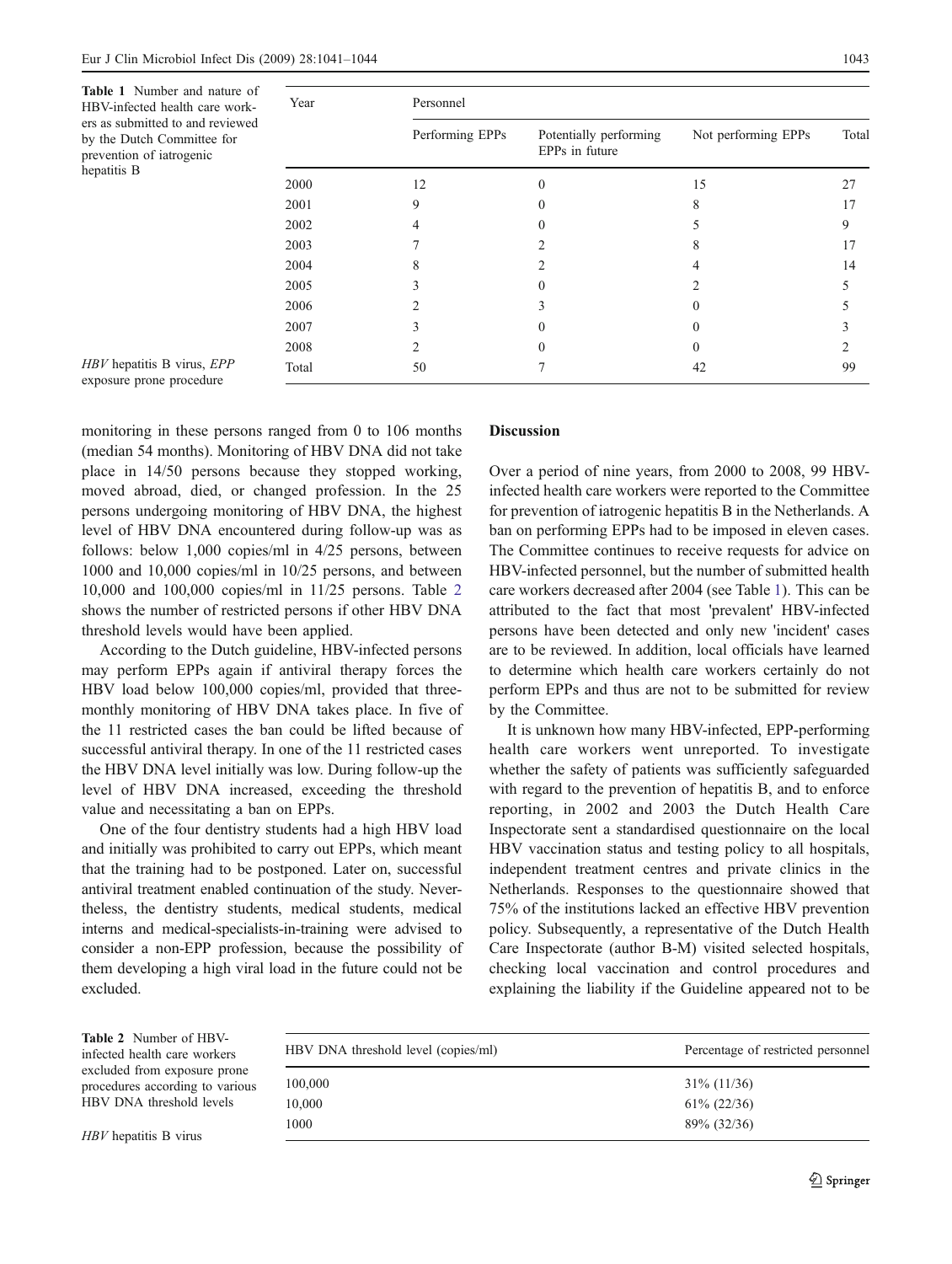Table 1 Number and nature of HBV-infected health care workers as submitted to and reviewed by the Dutch Committee for prevention of iatrogenic hepatitis B

| Year | Personnel | | | |
|---|---|---|---|---|
| | Performing EPPs | Potentially performing EPPs in future | Not performing EPPs | Total |
| 2000 | 12 | 0 | 15 | 27 |
| 2001 | 9 | 0 | 8 | 17 |
| 2002 | 4 | 0 | 5 | 9 |
| 2003 | 7 | 2 | 8 | 17 |
| 2004 | 8 | 2 | 4 | 14 |
| 2005 | 3 | 0 | 2 | 5 |
| 2006 | 2 | 3 | 0 | 5 |
| 2007 | 3 | 0 | 0 | 3 |
| 2008 | 2 | 0 | 0 | 2 |
| Total | 50 | 7 | 42 | 99 |

*HBV* hepatitis B virus, *EPP* exposure prone procedure

monitoring in these persons ranged from 0 to 106 months (median 54 months). Monitoring of HBV DNA did not take place in 14/50 persons because they stopped working, moved abroad, died, or changed profession. In the 25 persons undergoing monitoring of HBV DNA, the highest level of HBV DNA encountered during follow-up was as follows: below 1,000 copies/ml in 4/25 persons, between 1000 and 10,000 copies/ml in 10/25 persons, and between 10,000 and 100,000 copies/ml in 11/25 persons. Table 2 shows the number of restricted persons if other HBV DNA threshold levels would have been applied.

According to the Dutch guideline, HBV-infected persons may perform EPPs again if antiviral therapy forces the HBV load below 100,000 copies/ml, provided that three-monthly monitoring of HBV DNA takes place. In five of the 11 restricted cases the ban could be lifted because of successful antiviral therapy. In one of the 11 restricted cases the HBV DNA level initially was low. During follow-up the level of HBV DNA increased, exceeding the threshold value and necessitating a ban on EPPs.

One of the four dentistry students had a high HBV load and initially was prohibited to carry out EPPs, which meant that the training had to be postponed. Later on, successful antiviral treatment enabled continuation of the study. Nevertheless, the dentistry students, medical students, medical interns and medical-specialists-in-training were advised to consider a non-EPP profession, because the possibility of them developing a high viral load in the future could not be excluded.

## Discussion

Over a period of nine years, from 2000 to 2008, 99 HBV-infected health care workers were reported to the Committee for prevention of iatrogenic hepatitis B in the Netherlands. A ban on performing EPPs had to be imposed in eleven cases. The Committee continues to receive requests for advice on HBV-infected personnel, but the number of submitted health care workers decreased after 2004 (see Table 1). This can be attributed to the fact that most 'prevalent' HBV-infected persons have been detected and only new 'incident' cases are to be reviewed. In addition, local officials have learned to determine which health care workers certainly do not perform EPPs and thus are not to be submitted for review by the Committee.

It is unknown how many HBV-infected, EPP-performing health care workers went unreported. To investigate whether the safety of patients was sufficiently safeguarded with regard to the prevention of hepatitis B, and to enforce reporting, in 2002 and 2003 the Dutch Health Care Inspectorate sent a standardised questionnaire on the local HBV vaccination status and testing policy to all hospitals, independent treatment centres and private clinics in the Netherlands. Responses to the questionnaire showed that 75% of the institutions lacked an effective HBV prevention policy. Subsequently, a representative of the Dutch Health Care Inspectorate (author B-M) visited selected hospitals, checking local vaccination and control procedures and explaining the liability if the Guideline appeared not to be

Table 2 Number of HBV-infected health care workers excluded from exposure prone procedures according to various HBV DNA threshold levels

| HBV DNA threshold level (copies/ml) | Percentage of restricted personnel |
|---|---|
| 100,000 | 31% (11/36) |
| 10,000 | 61% (22/36) |
| 1000 | 89% (32/36) |

*HBV* hepatitis B virus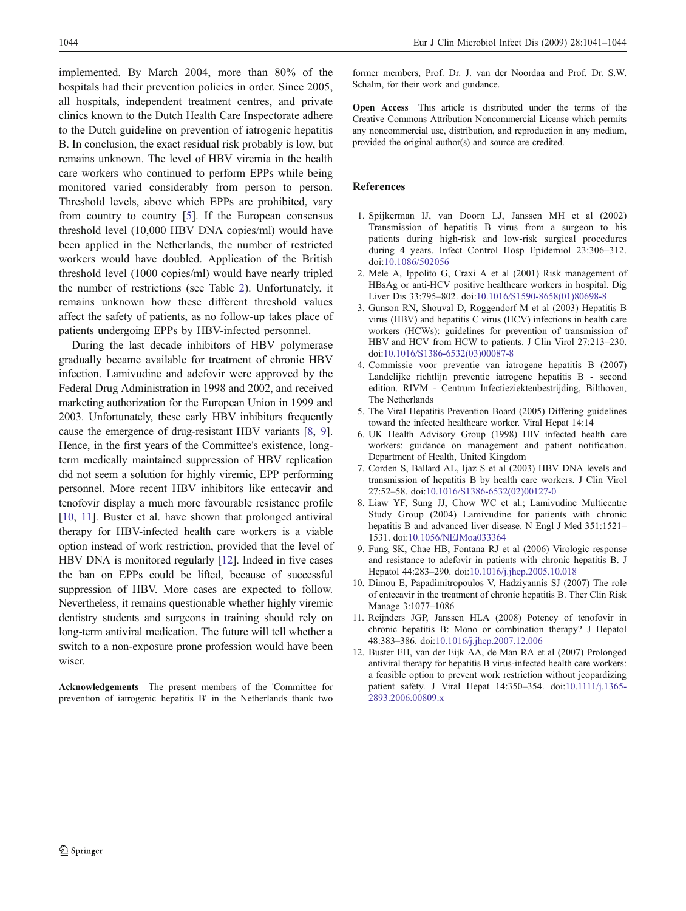implemented. By March 2004, more than 80% of the hospitals had their prevention policies in order. Since 2005, all hospitals, independent treatment centres, and private clinics known to the Dutch Health Care Inspectorate adhere to the Dutch guideline on prevention of iatrogenic hepatitis B. In conclusion, the exact residual risk probably is low, but remains unknown. The level of HBV viremia in the health care workers who continued to perform EPPs while being monitored varied considerably from person to person. Threshold levels, above which EPPs are prohibited, vary from country to country [5]. If the European consensus threshold level (10,000 HBV DNA copies/ml) would have been applied in the Netherlands, the number of restricted workers would have doubled. Application of the British threshold level (1000 copies/ml) would have nearly tripled the number of restrictions (see Table 2). Unfortunately, it remains unknown how these different threshold values affect the safety of patients, as no follow-up takes place of patients undergoing EPPs by HBV-infected personnel.

During the last decade inhibitors of HBV polymerase gradually became available for treatment of chronic HBV infection. Lamivudine and adefovir were approved by the Federal Drug Administration in 1998 and 2002, and received marketing authorization for the European Union in 1999 and 2003. Unfortunately, these early HBV inhibitors frequently cause the emergence of drug-resistant HBV variants [8, 9]. Hence, in the first years of the Committee's existence, long-term medically maintained suppression of HBV replication did not seem a solution for highly viremic, EPP performing personnel. More recent HBV inhibitors like entecavir and tenofovir display a much more favourable resistance profile [10, 11]. Buster et al. have shown that prolonged antiviral therapy for HBV-infected health care workers is a viable option instead of work restriction, provided that the level of HBV DNA is monitored regularly [12]. Indeed in five cases the ban on EPPs could be lifted, because of successful suppression of HBV. More cases are expected to follow. Nevertheless, it remains questionable whether highly viremic dentistry students and surgeons in training should rely on long-term antiviral medication. The future will tell whether a switch to a non-exposure prone profession would have been wiser.

**Acknowledgements** The present members of the 'Committee for prevention of iatrogenic hepatitis B' in the Netherlands thank two former members, Prof. Dr. J. van der Noordaa and Prof. Dr. S.W. Schalm, for their work and guidance.

**Open Access** This article is distributed under the terms of the Creative Commons Attribution Noncommercial License which permits any noncommercial use, distribution, and reproduction in any medium, provided the original author(s) and source are credited.

## References

1. Spijkerman IJ, van Doorn LJ, Janssen MH et al (2002) Transmission of hepatitis B virus from a surgeon to his patients during high-risk and low-risk surgical procedures during 4 years. Infect Control Hosp Epidemiol 23:306–312. doi:10.1086/502056
2. Mele A, Ippolito G, Craxi A et al (2001) Risk management of HBsAg or anti-HCV positive healthcare workers in hospital. Dig Liver Dis 33:795–802. doi:10.1016/S1590-8658(01)80698-8
3. Gunson RN, Shouval D, Roggendorf M et al (2003) Hepatitis B virus (HBV) and hepatitis C virus (HCV) infections in health care workers (HCWs): guidelines for prevention of transmission of HBV and HCV from HCW to patients. J Clin Virol 27:213–230. doi:10.1016/S1386-6532(03)00087-8
4. Commissie voor preventie van iatrogene hepatitis B (2007) Landelijke richtlijn preventie iatrogene hepatitis B - second edition. RIVM - Centrum Infectieziektenbestrijding, Bilthoven, The Netherlands
5. The Viral Hepatitis Prevention Board (2005) Differing guidelines toward the infected healthcare worker. Viral Hepat 14:14
6. UK Health Advisory Group (1998) HIV infected health care workers: guidance on management and patient notification. Department of Health, United Kingdom
7. Corden S, Ballard AL, Ijaz S et al (2003) HBV DNA levels and transmission of hepatitis B by health care workers. J Clin Virol 27:52–58. doi:10.1016/S1386-6532(02)00127-0
8. Liaw YF, Sung JJ, Chow WC et al.; Lamivudine Multicentre Study Group (2004) Lamivudine for patients with chronic hepatitis B and advanced liver disease. N Engl J Med 351:1521–1531. doi:10.1056/NEJMoa033364
9. Fung SK, Chae HB, Fontana RJ et al (2006) Virologic response and resistance to adefovir in patients with chronic hepatitis B. J Hepatol 44:283–290. doi:10.1016/j.jhep.2005.10.018
10. Dimou E, Papadimitropoulos V, Hadziyannis SJ (2007) The role of entecavir in the treatment of chronic hepatitis B. Ther Clin Risk Manage 3:1077–1086
11. Reijnders JGP, Janssen HLA (2008) Potency of tenofovir in chronic hepatitis B: Mono or combination therapy? J Hepatol 48:383–386. doi:10.1016/j.jhep.2007.12.006
12. Buster EH, van der Eijk AA, de Man RA et al (2007) Prolonged antiviral therapy for hepatitis B virus-infected health care workers: a feasible option to prevent work restriction without jeopardizing patient safety. J Viral Hepat 14:350–354. doi:10.1111/j.1365-2893.2006.00809.x